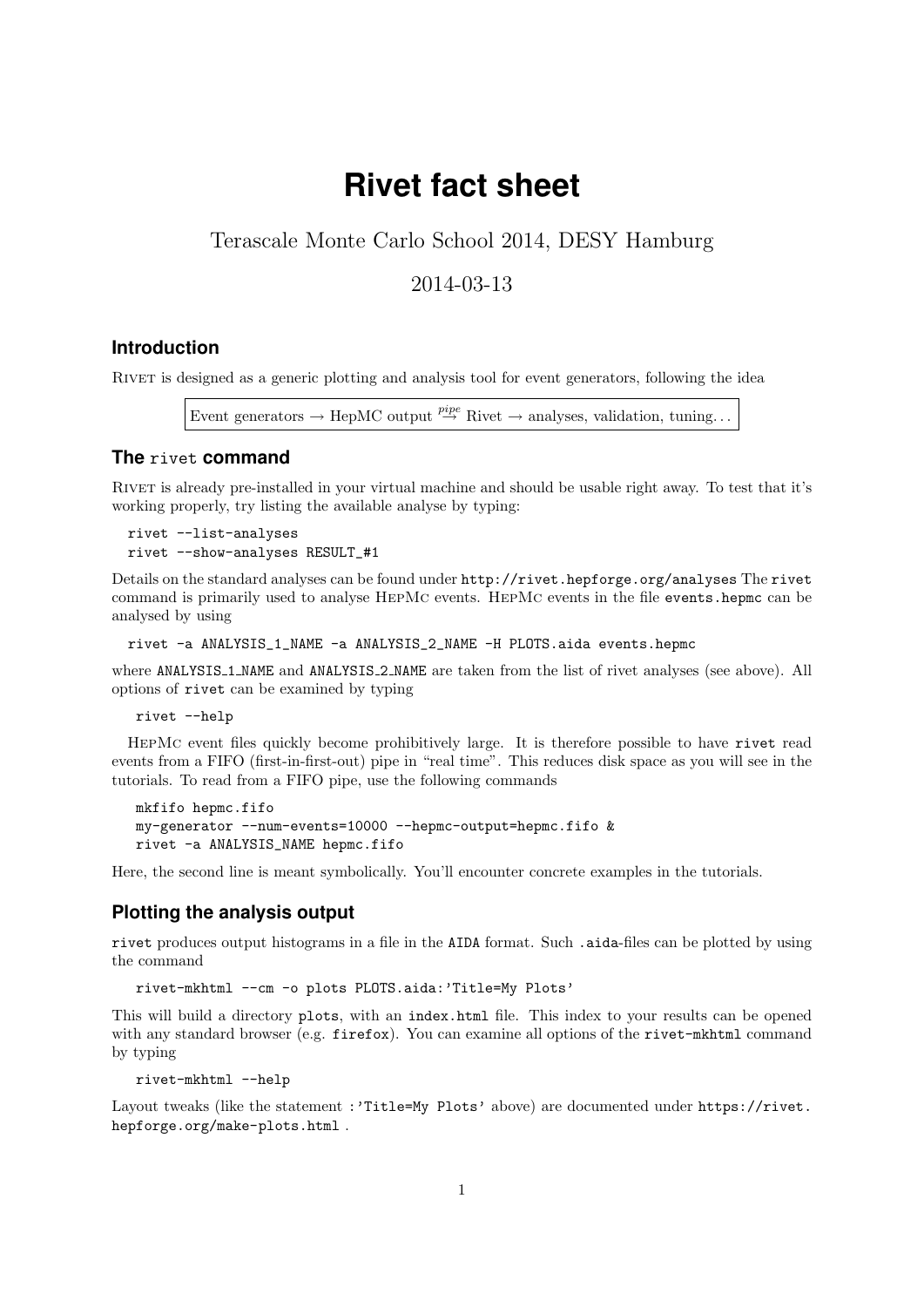# Rivet fact sheet

Terascale Monte Carlo School 2014, DESY Hamburg

2014-03-13

## Introduction

Rivet is designed as a generic plotting and analysis tool for event generators, following the idea

Event generators → HepMC output $\stackrel{pipe}{\to}$ Rivet → analyses, validation, tuning. . .

## The `rivet` command

Rivet is already pre-installed in your virtual machine and should be usable right away. To test that it's working properly, try listing the available analyse by typing:

```
rivet --list-analyses
rivet --show-analyses RESULT_#1
```

Details on the standard analyses can be found under `http://rivet.hepforge.org/analyses` The `rivet` command is primarily used to analyse HepMc events. HepMc events in the file `events.hepmc` can be analysed by using

```
rivet -a ANALYSIS_1_NAME -a ANALYSIS_2_NAME -H PLOTS.aida events.hepmc
```

where `ANALYSIS_1_NAME` and `ANALYSIS_2_NAME` are taken from the list of rivet analyses (see above). All options of `rivet` can be examined by typing

```
rivet --help
```

HepMc event files quickly become prohibitively large. It is therefore possible to have `rivet` read events from a FIFO (first-in-first-out) pipe in "real time". This reduces disk space as you will see in the tutorials. To read from a FIFO pipe, use the following commands

```
mkfifo hepmc.fifo
my-generator --num-events=10000 --hepmc-output=hepmc.fifo &
rivet -a ANALYSIS_NAME hepmc.fifo
```

Here, the second line is meant symbolically. You'll encounter concrete examples in the tutorials.

## Plotting the analysis output

`rivet` produces output histograms in a file in the `AIDA` format. Such `.aida`-files can be plotted by using the command

```
rivet-mkhtml --cm -o plots PLOTS.aida:'Title=My Plots'
```

This will build a directory `plots`, with an `index.html` file. This index to your results can be opened with any standard browser (e.g. `firefox`). You can examine all options of the `rivet-mkhtml` command by typing

```
rivet-mkhtml --help
```

Layout tweaks (like the statement `:'Title=My Plots'` above) are documented under `https://rivet.hepforge.org/make-plots.html` .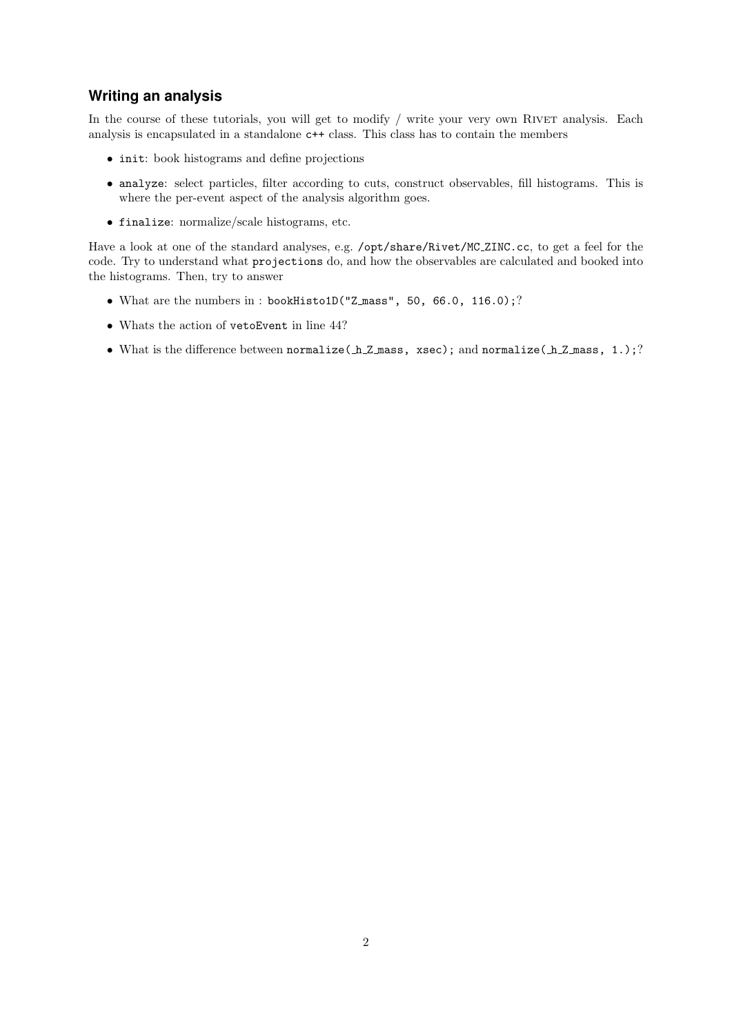## Writing an analysis

In the course of these tutorials, you will get to modify / write your very own RIVET analysis. Each analysis is encapsulated in a standalone `c++` class. This class has to contain the members

- `init`: book histograms and define projections
- `analyze`: select particles, filter according to cuts, construct observables, fill histograms. This is where the per-event aspect of the analysis algorithm goes.
- `finalize`: normalize/scale histograms, etc.

Have a look at one of the standard analyses, e.g. `/opt/share/Rivet/MC_ZINC.cc`, to get a feel for the code. Try to understand what `projections` do, and how the observables are calculated and booked into the histograms. Then, try to answer

- What are the numbers in : `bookHisto1D("Z_mass", 50, 66.0, 116.0);`?
- Whats the action of `vetoEvent` in line 44?
- What is the difference between `normalize(_h_Z_mass, xsec);` and `normalize(_h_Z_mass, 1.);`?